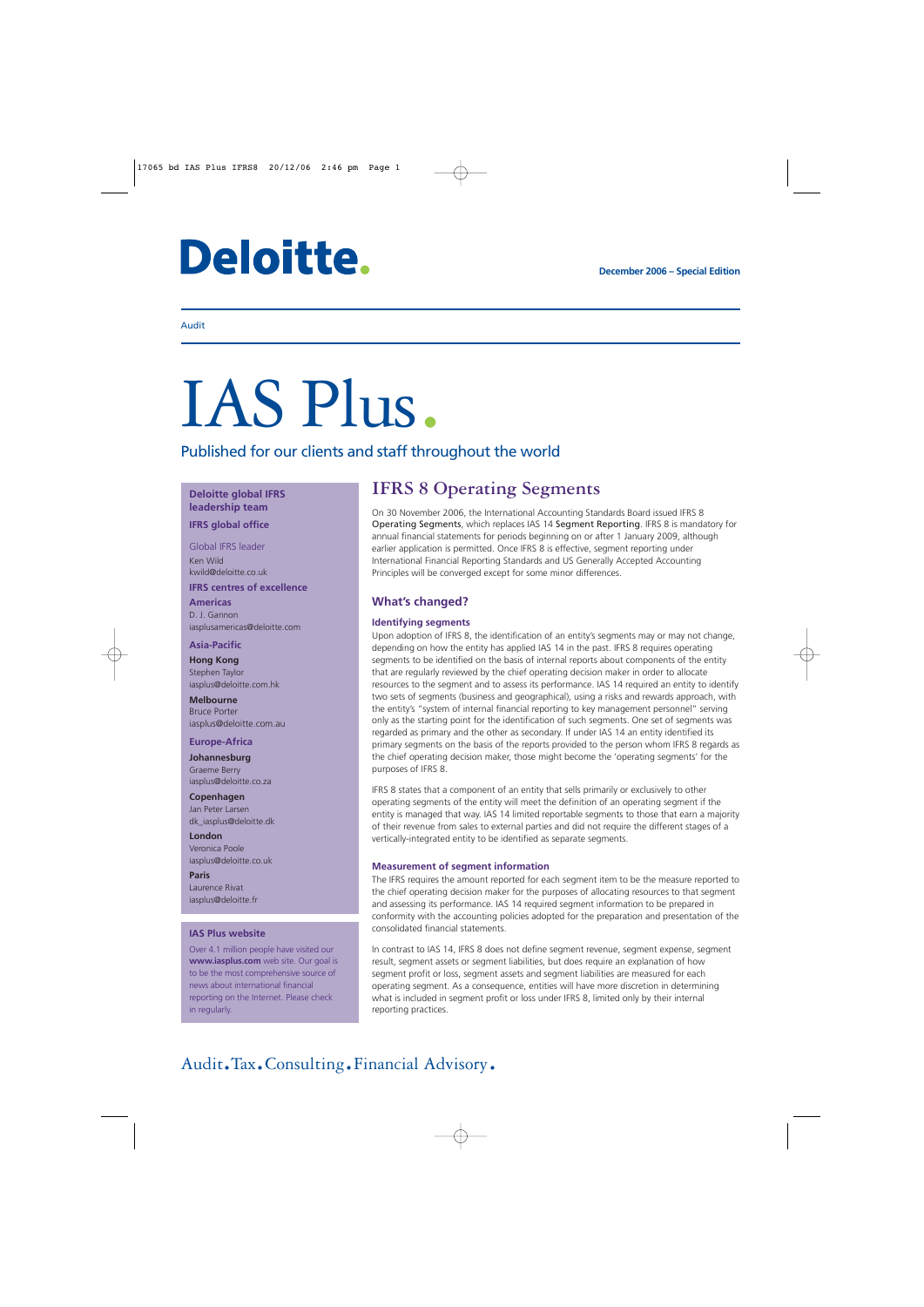Deloitte.

December 2006 – Special Edition

Audit

# IAS Plus.

Published for our clients and staff throughout the world

**Deloitte global IFRS leadership team**

**IFRS global office**

Global IFRS leader
Ken Wild
kwild@deloitte.co.uk

**IFRS centres of excellence**

**Americas**
D. J. Gannon
iasplusamericas@deloitte.com

**Asia-Pacific**

**Hong Kong**
Stephen Taylor
iasplus@deloitte.com.hk

**Melbourne**
Bruce Porter
iasplus@deloitte.com.au

**Europe-Africa**

**Johannesburg**
Graeme Berry
iasplus@deloitte.co.za

**Copenhagen**
Jan Peter Larsen
dk_iasplus@deloitte.dk

**London**
Veronica Poole
iasplus@deloitte.co.uk

**Paris**
Laurence Rivat
iasplus@deloitte.fr

**IAS Plus website**

Over 4.1 million people have visited our **www.iasplus.com** web site. Our goal is to be the most comprehensive source of news about international financial reporting on the Internet. Please check in regularly.

## IFRS 8 Operating Segments

On 30 November 2006, the International Accounting Standards Board issued IFRS 8 Operating Segments, which replaces IAS 14 Segment Reporting. IFRS 8 is mandatory for annual financial statements for periods beginning on or after 1 January 2009, although earlier application is permitted. Once IFRS 8 is effective, segment reporting under International Financial Reporting Standards and US Generally Accepted Accounting Principles will be converged except for some minor differences.

### What's changed?

#### Identifying segments

Upon adoption of IFRS 8, the identification of an entity's segments may or may not change, depending on how the entity has applied IAS 14 in the past. IFRS 8 requires operating segments to be identified on the basis of internal reports about components of the entity that are regularly reviewed by the chief operating decision maker in order to allocate resources to the segment and to assess its performance. IAS 14 required an entity to identify two sets of segments (business and geographical), using a risks and rewards approach, with the entity's "system of internal financial reporting to key management personnel" serving only as the starting point for the identification of such segments. One set of segments was regarded as primary and the other as secondary. If under IAS 14 an entity identified its primary segments on the basis of the reports provided to the person whom IFRS 8 regards as the chief operating decision maker, those might become the 'operating segments' for the purposes of IFRS 8.

IFRS 8 states that a component of an entity that sells primarily or exclusively to other operating segments of the entity will meet the definition of an operating segment if the entity is managed that way. IAS 14 limited reportable segments to those that earn a majority of their revenue from sales to external parties and did not require the different stages of a vertically-integrated entity to be identified as separate segments.

#### Measurement of segment information

The IFRS requires the amount reported for each segment item to be the measure reported to the chief operating decision maker for the purposes of allocating resources to that segment and assessing its performance. IAS 14 required segment information to be prepared in conformity with the accounting policies adopted for the preparation and presentation of the consolidated financial statements.

In contrast to IAS 14, IFRS 8 does not define segment revenue, segment expense, segment result, segment assets or segment liabilities, but does require an explanation of how segment profit or loss, segment assets and segment liabilities are measured for each operating segment. As a consequence, entities will have more discretion in determining what is included in segment profit or loss under IFRS 8, limited only by their internal reporting practices.

Audit.Tax.Consulting.Financial Advisory.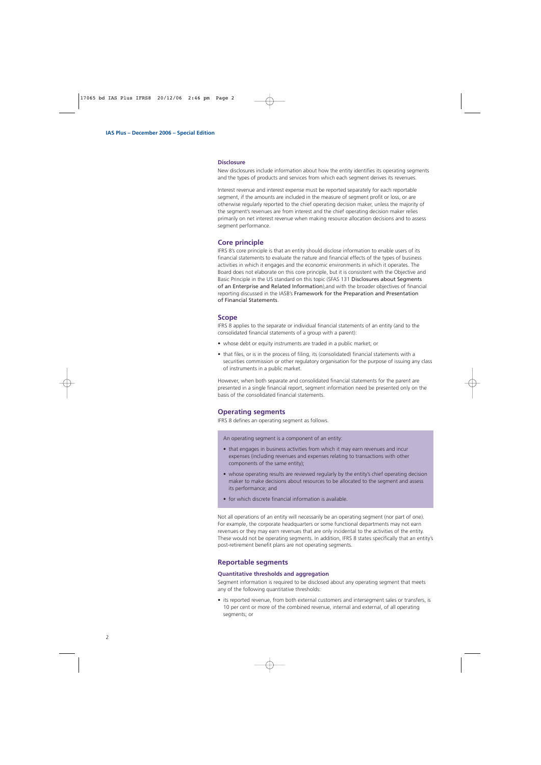### Disclosure

New disclosures include information about how the entity identifies its operating segments and the types of products and services from which each segment derives its revenues.

Interest revenue and interest expense must be reported separately for each reportable segment, if the amounts are included in the measure of segment profit or loss, or are otherwise regularly reported to the chief operating decision maker, unless the majority of the segment's revenues are from interest and the chief operating decision maker relies primarily on net interest revenue when making resource allocation decisions and to assess segment performance.

## Core principle

IFRS 8's core principle is that an entity should disclose information to enable users of its financial statements to evaluate the nature and financial effects of the types of business activities in which it engages and the economic environments in which it operates. The Board does not elaborate on this core principle, but it is consistent with the Objective and Basic Principle in the US standard on this topic (SFAS 131 Disclosures about Segments of an Enterprise and Related Information),and with the broader objectives of financial reporting discussed in the IASB's Framework for the Preparation and Presentation of Financial Statements.

## Scope

IFRS 8 applies to the separate or individual financial statements of an entity (and to the consolidated financial statements of a group with a parent):

- whose debt or equity instruments are traded in a public market; or
- that files, or is in the process of filing, its (consolidated) financial statements with a securities commission or other regulatory organisation for the purpose of issuing any class of instruments in a public market.

However, when both separate and consolidated financial statements for the parent are presented in a single financial report, segment information need be presented only on the basis of the consolidated financial statements.

## Operating segments

IFRS 8 defines an operating segment as follows.

> An operating segment is a component of an entity:
>
> - that engages in business activities from which it may earn revenues and incur expenses (including revenues and expenses relating to transactions with other components of the same entity);
> - whose operating results are reviewed regularly by the entity's chief operating decision maker to make decisions about resources to be allocated to the segment and assess its performance; and
> - for which discrete financial information is available.

Not all operations of an entity will necessarily be an operating segment (nor part of one). For example, the corporate headquarters or some functional departments may not earn revenues or they may earn revenues that are only incidental to the activities of the entity. These would not be operating segments. In addition, IFRS 8 states specifically that an entity's post-retirement benefit plans are not operating segments.

## Reportable segments

### Quantitative thresholds and aggregation

Segment information is required to be disclosed about any operating segment that meets any of the following quantitative thresholds:

- its reported revenue, from both external customers and intersegment sales or transfers, is 10 per cent or more of the combined revenue, internal and external, of all operating segments; or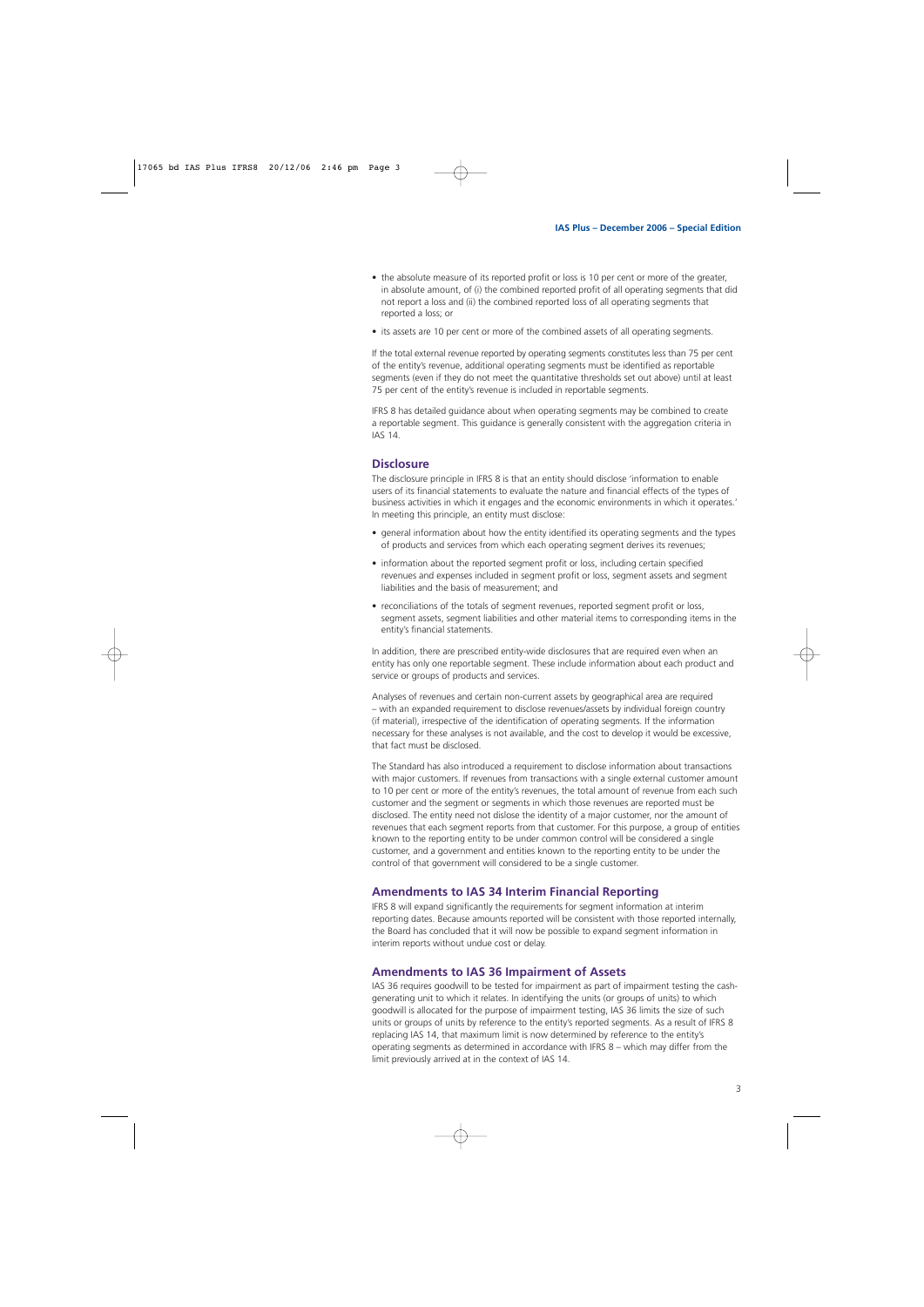- the absolute measure of its reported profit or loss is 10 per cent or more of the greater, in absolute amount, of (i) the combined reported profit of all operating segments that did not report a loss and (ii) the combined reported loss of all operating segments that reported a loss; or
- its assets are 10 per cent or more of the combined assets of all operating segments.

If the total external revenue reported by operating segments constitutes less than 75 per cent of the entity's revenue, additional operating segments must be identified as reportable segments (even if they do not meet the quantitative thresholds set out above) until at least 75 per cent of the entity's revenue is included in reportable segments.

IFRS 8 has detailed guidance about when operating segments may be combined to create a reportable segment. This guidance is generally consistent with the aggregation criteria in IAS 14.

## Disclosure

The disclosure principle in IFRS 8 is that an entity should disclose 'information to enable users of its financial statements to evaluate the nature and financial effects of the types of business activities in which it engages and the economic environments in which it operates.' In meeting this principle, an entity must disclose:

- general information about how the entity identified its operating segments and the types of products and services from which each operating segment derives its revenues;
- information about the reported segment profit or loss, including certain specified revenues and expenses included in segment profit or loss, segment assets and segment liabilities and the basis of measurement; and
- reconciliations of the totals of segment revenues, reported segment profit or loss, segment assets, segment liabilities and other material items to corresponding items in the entity's financial statements.

In addition, there are prescribed entity-wide disclosures that are required even when an entity has only one reportable segment. These include information about each product and service or groups of products and services.

Analyses of revenues and certain non-current assets by geographical area are required – with an expanded requirement to disclose revenues/assets by individual foreign country (if material), irrespective of the identification of operating segments. If the information necessary for these analyses is not available, and the cost to develop it would be excessive, that fact must be disclosed.

The Standard has also introduced a requirement to disclose information about transactions with major customers. If revenues from transactions with a single external customer amount to 10 per cent or more of the entity's revenues, the total amount of revenue from each such customer and the segment or segments in which those revenues are reported must be disclosed. The entity need not dislose the identity of a major customer, nor the amount of revenues that each segment reports from that customer. For this purpose, a group of entities known to the reporting entity to be under common control will be considered a single customer, and a government and entities known to the reporting entity to be under the control of that government will considered to be a single customer.

## Amendments to IAS 34 Interim Financial Reporting

IFRS 8 will expand significantly the requirements for segment information at interim reporting dates. Because amounts reported will be consistent with those reported internally, the Board has concluded that it will now be possible to expand segment information in interim reports without undue cost or delay.

## Amendments to IAS 36 Impairment of Assets

IAS 36 requires goodwill to be tested for impairment as part of impairment testing the cash-generating unit to which it relates. In identifying the units (or groups of units) to which goodwill is allocated for the purpose of impairment testing, IAS 36 limits the size of such units or groups of units by reference to the entity's reported segments. As a result of IFRS 8 replacing IAS 14, that maximum limit is now determined by reference to the entity's operating segments as determined in accordance with IFRS 8 – which may differ from the limit previously arrived at in the context of IAS 14.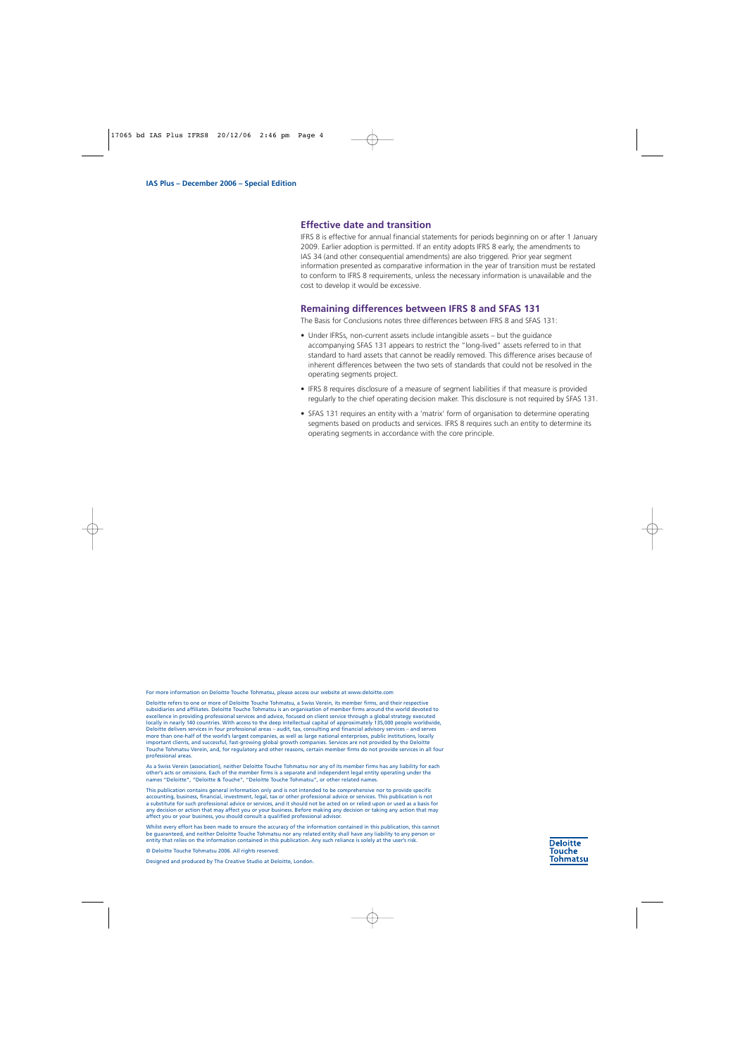## Effective date and transition

IFRS 8 is effective for annual financial statements for periods beginning on or after 1 January 2009. Earlier adoption is permitted. If an entity adopts IFRS 8 early, the amendments to IAS 34 (and other consequential amendments) are also triggered. Prior year segment information presented as comparative information in the year of transition must be restated to conform to IFRS 8 requirements, unless the necessary information is unavailable and the cost to develop it would be excessive.

## Remaining differences between IFRS 8 and SFAS 131

The Basis for Conclusions notes three differences between IFRS 8 and SFAS 131:

- Under IFRSs, non-current assets include intangible assets – but the guidance accompanying SFAS 131 appears to restrict the "long-lived" assets referred to in that standard to hard assets that cannot be readily removed. This difference arises because of inherent differences between the two sets of standards that could not be resolved in the operating segments project.
- IFRS 8 requires disclosure of a measure of segment liabilities if that measure is provided regularly to the chief operating decision maker. This disclosure is not required by SFAS 131.
- SFAS 131 requires an entity with a 'matrix' form of organisation to determine operating segments based on products and services. IFRS 8 requires such an entity to determine its operating segments in accordance with the core principle.

For more information on Deloitte Touche Tohmatsu, please access our website at www.deloitte.com

Deloitte refers to one or more of Deloitte Touche Tohmatsu, a Swiss Verein, its member firms, and their respective subsidiaries and affiliates. Deloitte Touche Tohmatsu is an organisation of member firms around the world devoted to excellence in providing professional services and advice, focused on client service through a global strategy executed locally in nearly 140 countries. With access to the deep intellectual capital of approximately 135,000 people worldwide, Deloitte delivers services in four professional areas – audit, tax, consulting and financial advisory services – and serves more than one-half of the world's largest companies, as well as large national enterprises, public institutions, locally important clients, and successful, fast-growing global growth companies. Services are not provided by the Deloitte Touche Tohmatsu Verein, and, for regulatory and other reasons, certain member firms do not provide services in all four professional areas.

As a Swiss Verein (association), neither Deloitte Touche Tohmatsu nor any of its member firms has any liability for each other's acts or omissions. Each of the member firms is a separate and independent legal entity operating under the names "Deloitte", "Deloitte & Touche", "Deloitte Touche Tohmatsu", or other related names.

This publication contains general information only and is not intended to be comprehensive nor to provide specific accounting, business, financial, investment, legal, tax or other professional advice or services. This publication is not a substitute for such professional advice or services, and it should not be acted on or relied upon or used as a basis for any decision or action that may affect you or your business. Before making any decision or taking any action that may affect you or your business, you should consult a qualified professional advisor.

Whilst every effort has been made to ensure the accuracy of the information contained in this publication, this cannot be guaranteed, and neither Deloitte Touche Tohmatsu nor any related entity shall have any liability to any person or entity that relies on the information contained in this publication. Any such reliance is solely at the user's risk.

© Deloitte Touche Tohmatsu 2006. All rights reserved.

Designed and produced by The Creative Studio at Deloitte, London.

Deloitte
Touche
Tohmatsu